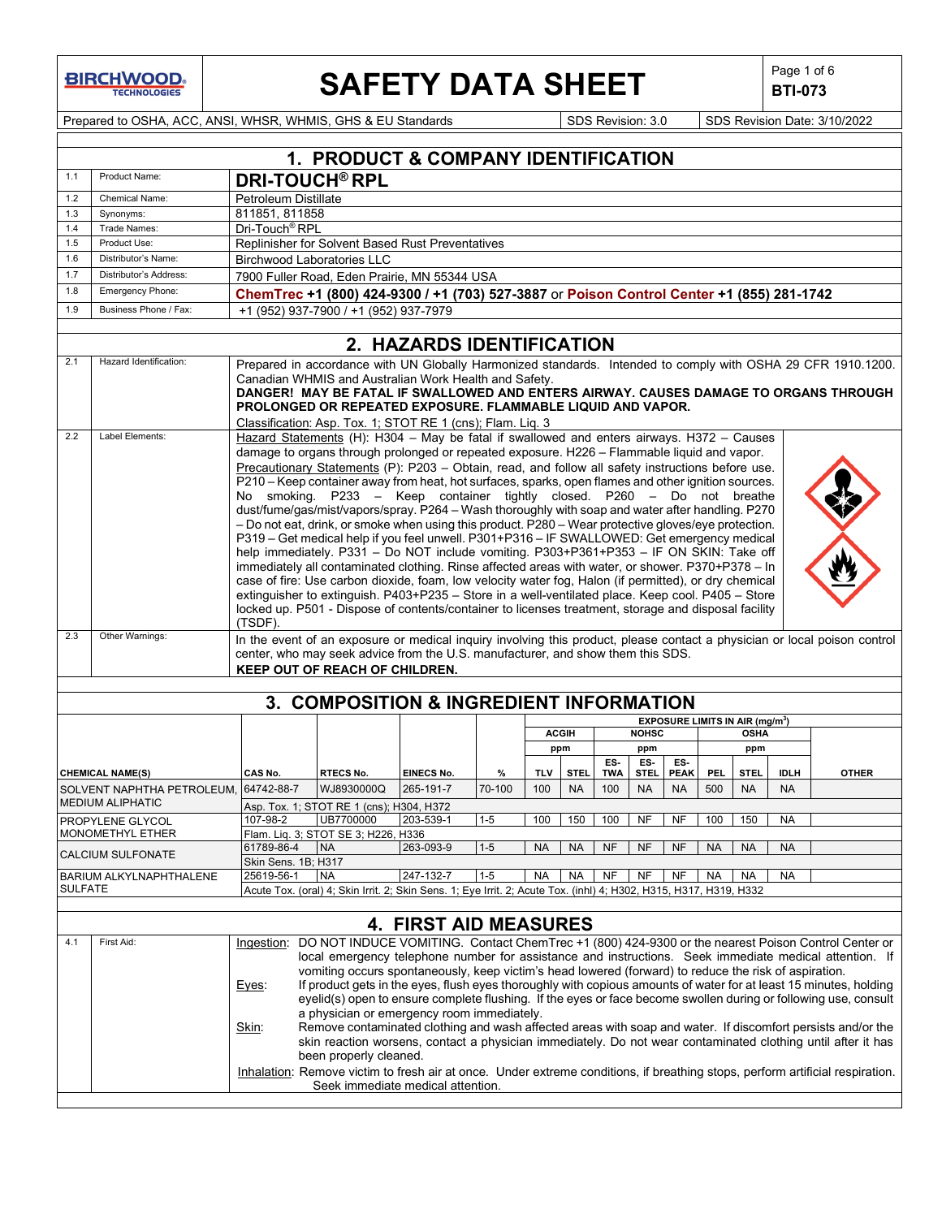# SAFETY DATA SHEET

**BTI-073**

Prepared to OSHA, ACC, ANSI, WHSR, WHMIS, GHS & EU Standards | SDS Revision: 3.0 | SDS Revision Date: 3/10/2022

## 1. PRODUCT & COMPANY IDENTIFICATION

| | | |
|---|---|---|
| 1.1 | Product Name: | **DRI-TOUCH® RPL** |
| 1.2 | Chemical Name: | Petroleum Distillate |
| 1.3 | Synonyms: | 811851, 811858 |
| 1.4 | Trade Names: | Dri-Touch® RPL |
| 1.5 | Product Use: | Replinisher for Solvent Based Rust Preventatives |
| 1.6 | Distributor's Name: | Birchwood Laboratories LLC |
| 1.7 | Distributor's Address: | 7900 Fuller Road, Eden Prairie, MN 55344 USA |
| 1.8 | Emergency Phone: | **ChemTrec +1 (800) 424-9300 / +1 (703) 527-3887 or Poison Control Center +1 (855) 281-1742** |
| 1.9 | Business Phone / Fax: | +1 (952) 937-7900 / +1 (952) 937-7979 |

## 2. HAZARDS IDENTIFICATION

| | | |
|---|---|---|
| 2.1 | Hazard Identification: | Prepared in accordance with UN Globally Harmonized standards. Intended to comply with OSHA 29 CFR 1910.1200. Canadian WHMIS and Australian Work Health and Safety. **DANGER! MAY BE FATAL IF SWALLOWED AND ENTERS AIRWAY. CAUSES DAMAGE TO ORGANS THROUGH PROLONGED OR REPEATED EXPOSURE. FLAMMABLE LIQUID AND VAPOR.** Classification: Asp. Tox. 1; STOT RE 1 (cns); Flam. Liq. 3 |
| 2.2 | Label Elements: | Hazard Statements (H): H304 – May be fatal if swallowed and enters airways. H372 – Causes damage to organs through prolonged or repeated exposure. H226 – Flammable liquid and vapor. Precautionary Statements (P): P203 – Obtain, read, and follow all safety instructions before use. P210 – Keep container away from heat, hot surfaces, sparks, open flames and other ignition sources. No smoking. P233 – Keep container tightly closed. P260 – Do not breathe dust/fume/gas/mist/vapors/spray. P264 – Wash thoroughly with soap and water after handling. P270 – Do not eat, drink, or smoke when using this product. P280 – Wear protective gloves/eye protection. P319 – Get medical help if you feel unwell. P301+P316 – IF SWALLOWED: Get emergency medical help immediately. P331 – Do NOT include vomiting. P303+P361+P353 – IF ON SKIN: Take off immediately all contaminated clothing. Rinse affected areas with water, or shower. P370+P378 – In case of fire: Use carbon dioxide, foam, low velocity water fog, Halon (if permitted), or dry chemical extinguisher to extinguish. P403+P235 – Store in a well-ventilated place. Keep cool. P405 – Store locked up. P501 - Dispose of contents/container to licenses treatment, storage and disposal facility (TSDF). |
| 2.3 | Other Warnings: | In the event of an exposure or medical inquiry involving this product, please contact a physician or local poison control center, who may seek advice from the U.S. manufacturer, and show them this SDS. **KEEP OUT OF REACH OF CHILDREN.** |

## 3. COMPOSITION & INGREDIENT INFORMATION

| | | | | | EXPOSURE LIMITS IN AIR (mg/m³) | | | | | | | | |
|---|---|---|---|---|---|---|---|---|---|---|---|---|---|
| | | | | | ACGIH | | NOHSC | | | OSHA | | | |
| | | | | | ppm | | ppm | | | ppm | | | |
| **CHEMICAL NAME(S)** | **CAS No.** | **RTECS No.** | **EINECS No.** | **%** | **TLV** | **STEL** | **ES-TWA** | **ES-STEL** | **ES-PEAK** | **PEL** | **STEL** | **IDLH** | **OTHER** |
| SOLVENT NAPHTHA PETROLEUM, MEDIUM ALIPHATIC | 64742-88-7 | WJ8930000Q | 265-191-7 | 70-100 | 100 | NA | 100 | NA | NA | 500 | NA | NA | |
| | Asp. Tox. 1; STOT RE 1 (cns); H304, H372 | | | | | | | | | | | | |
| PROPYLENE GLYCOL MONOMETHYL ETHER | 107-98-2 | UB7700000 | 203-539-1 | 1-5 | 100 | 150 | 100 | NF | NF | 100 | 150 | NA | |
| | Flam. Liq. 3; STOT SE 3; H226, H336 | | | | | | | | | | | | |
| CALCIUM SULFONATE | 61789-86-4 | NA | 263-093-9 | 1-5 | NA | NA | NF | NF | NF | NA | NA | NA | |
| | Skin Sens. 1B; H317 | | | | | | | | | | | | |
| BARIUM ALKYLNAPHTHALENE SULFATE | 25619-56-1 | NA | 247-132-7 | 1-5 | NA | NA | NF | NF | NF | NA | NA | NA | |
| | Acute Tox. (oral) 4; Skin Irrit. 2; Skin Sens. 1; Eye Irrit. 2; Acute Tox. (inhl) 4; H302, H315, H317, H319, H332 | | | | | | | | | | | | |

## 4. FIRST AID MEASURES

4.1 First Aid:

Ingestion: DO NOT INDUCE VOMITING. Contact ChemTrec +1 (800) 424-9300 or the nearest Poison Control Center or local emergency telephone number for assistance and instructions. Seek immediate medical attention. If vomiting occurs spontaneously, keep victim's head lowered (forward) to reduce the risk of aspiration.

Eyes: If product gets in the eyes, flush eyes thoroughly with copious amounts of water for at least 15 minutes, holding eyelid(s) open to ensure complete flushing. If the eyes or face become swollen during or following use, consult a physician or emergency room immediately.

Skin: Remove contaminated clothing and wash affected areas with soap and water. If discomfort persists and/or the skin reaction worsens, contact a physician immediately. Do not wear contaminated clothing until after it has been properly cleaned.

Inhalation: Remove victim to fresh air at once. Under extreme conditions, if breathing stops, perform artificial respiration. Seek immediate medical attention.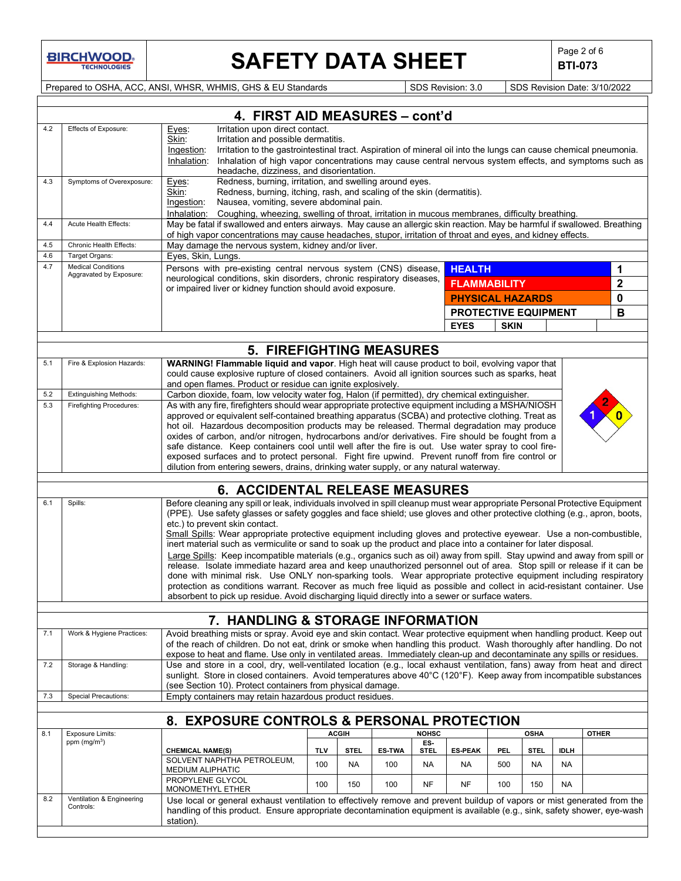## 4. FIRST AID MEASURES – cont'd

| | | |
|---|---|---|
| 4.2 | Effects of Exposure: | Eyes: Irritation upon direct contact.<br>Skin: Irritation and possible dermatitis.<br>Ingestion: Irritation to the gastrointestinal tract. Aspiration of mineral oil into the lungs can cause chemical pneumonia.<br>Inhalation: Inhalation of high vapor concentrations may cause central nervous system effects, and symptoms such as headache, dizziness, and disorientation. |
| 4.3 | Symptoms of Overexposure: | Eyes: Redness, burning, irritation, and swelling around eyes.<br>Skin: Redness, burning, itching, rash, and scaling of the skin (dermatitis).<br>Ingestion: Nausea, vomiting, severe abdominal pain.<br>Inhalation: Coughing, wheezing, swelling of throat, irritation in mucous membranes, difficulty breathing. |
| 4.4 | Acute Health Effects: | May be fatal if swallowed and enters airways. May cause an allergic skin reaction. May be harmful if swallowed. Breathing of high vapor concentrations may cause headaches, stupor, irritation of throat and eyes, and kidney effects. |
| 4.5 | Chronic Health Effects: | May damage the nervous system, kidney and/or liver. |
| 4.6 | Target Organs: | Eyes, Skin, Lungs. |
| 4.7 | Medical Conditions Aggravated by Exposure: | Persons with pre-existing central nervous system (CNS) disease, neurological conditions, skin disorders, chronic respiratory diseases, or impaired liver or kidney function should avoid exposure. |

| HMIS | |
|---|---|
| HEALTH | 1 |
| FLAMMABILITY | 2 |
| PHYSICAL HAZARDS | 0 |
| PROTECTIVE EQUIPMENT | B |
| EYES | SKIN |

## 5. FIREFIGHTING MEASURES

| | | |
|---|---|---|
| 5.1 | Fire & Explosion Hazards: | **WARNING! Flammable liquid and vapor**. High heat will cause product to boil, evolving vapor that could cause explosive rupture of closed containers. Avoid all ignition sources such as sparks, heat and open flames. Product or residue can ignite explosively. |
| 5.2 | Extinguishing Methods: | Carbon dioxide, foam, low velocity water fog, Halon (if permitted), dry chemical extinguisher. |
| 5.3 | Firefighting Procedures: | As with any fire, firefighters should wear appropriate protective equipment including a MSHA/NIOSH approved or equivalent self-contained breathing apparatus (SCBA) and protective clothing. Treat as hot oil. Hazardous decomposition products may be released. Thermal degradation may produce oxides of carbon, and/or nitrogen, hydrocarbons and/or derivatives. Fire should be fought from a safe distance. Keep containers cool until well after the fire is out. Use water spray to cool fire-exposed surfaces and to protect personal. Fight fire upwind. Prevent runoff from fire control or dilution from entering sewers, drains, drinking water supply, or any natural waterway. |

NFPA: Health 1, Flammability 2, Instability 0

## 6. ACCIDENTAL RELEASE MEASURES

| | | |
|---|---|---|
| 6.1 | Spills: | Before cleaning any spill or leak, individuals involved in spill cleanup must wear appropriate Personal Protective Equipment (PPE). Use safety glasses or safety goggles and face shield; use gloves and other protective clothing (e.g., apron, boots, etc.) to prevent skin contact.<br>Small Spills: Wear appropriate protective equipment including gloves and protective eyewear. Use a non-combustible, inert material such as vermiculite or sand to soak up the product and place into a container for later disposal.<br>Large Spills: Keep incompatible materials (e.g., organics such as oil) away from spill. Stay upwind and away from spill or release. Isolate immediate hazard area and keep unauthorized personnel out of area. Stop spill or release if it can be done with minimal risk. Use ONLY non-sparking tools. Wear appropriate protective equipment including respiratory protection as conditions warrant. Recover as much free liquid as possible and collect in acid-resistant container. Use absorbent to pick up residue. Avoid discharging liquid directly into a sewer or surface waters. |

## 7. HANDLING & STORAGE INFORMATION

| | | |
|---|---|---|
| 7.1 | Work & Hygiene Practices: | Avoid breathing mists or spray. Avoid eye and skin contact. Wear protective equipment when handling product. Keep out of the reach of children. Do not eat, drink or smoke when handling this product. Wash thoroughly after handling. Do not expose to heat and flame. Use only in ventilated areas. Immediately clean-up and decontaminate any spills or residues. |
| 7.2 | Storage & Handling: | Use and store in a cool, dry, well-ventilated location (e.g., local exhaust ventilation, fans) away from heat and direct sunlight. Store in closed containers. Avoid temperatures above 40°C (120°F). Keep away from incompatible substances (see Section 10). Protect containers from physical damage. |
| 7.3 | Special Precautions: | Empty containers may retain hazardous product residues. |

## 8. EXPOSURE CONTROLS & PERSONAL PROTECTION

8.1 Exposure Limits: ppm (mg/m$^3$)

| | ACGIH | | NOHSC | | | OSHA | | | OTHER |
|---|---|---|---|---|---|---|---|---|---|
| CHEMICAL NAME(S) | TLV | STEL | ES-TWA | ES-STEL | ES-PEAK | PEL | STEL | IDLH | |
| SOLVENT NAPHTHA PETROLEUM, MEDIUM ALIPHATIC | 100 | NA | 100 | NA | NA | 500 | NA | NA | |
| PROPYLENE GLYCOL MONOMETHYL ETHER | 100 | 150 | 100 | NF | NF | 100 | 150 | NA | |

| | | |
|---|---|---|
| 8.2 | Ventilation & Engineering Controls: | Use local or general exhaust ventilation to effectively remove and prevent buildup of vapors or mist generated from the handling of this product. Ensure appropriate decontamination equipment is available (e.g., sink, safety shower, eye-wash station). |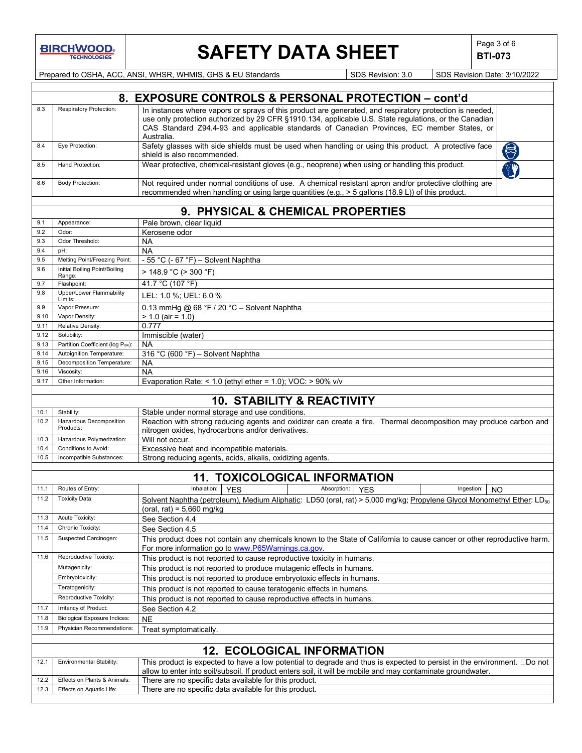## 8. EXPOSURE CONTROLS & PERSONAL PROTECTION – cont'd

| | | |
|---|---|---|
| 8.3 | Respiratory Protection: | In instances where vapors or sprays of this product are generated, and respiratory protection is needed, use only protection authorized by 29 CFR §1910.134, applicable U.S. State regulations, or the Canadian CAS Standard Z94.4-93 and applicable standards of Canadian Provinces, EC member States, or Australia. |
| 8.4 | Eye Protection: | Safety glasses with side shields must be used when handling or using this product. A protective face shield is also recommended. |
| 8.5 | Hand Protection: | Wear protective, chemical-resistant gloves (e.g., neoprene) when using or handling this product. |
| 8.6 | Body Protection: | Not required under normal conditions of use. A chemical resistant apron and/or protective clothing are recommended when handling or using large quantities (e.g., > 5 gallons (18.9 L)) of this product. |

## 9. PHYSICAL & CHEMICAL PROPERTIES

| | | |
|---|---|---|
| 9.1 | Appearance: | Pale brown, clear liquid |
| 9.2 | Odor: | Kerosene odor |
| 9.3 | Odor Threshold: | NA |
| 9.4 | pH: | NA |
| 9.5 | Melting Point/Freezing Point: | - 55 °C (- 67 °F) – Solvent Naphtha |
| 9.6 | Initial Boiling Point/Boiling Range: | > 148.9 °C (> 300 °F) |
| 9.7 | Flashpoint: | 41.7 °C (107 °F) |
| 9.8 | Upper/Lower Flammability Limits: | LEL: 1.0 %; UEL: 6.0 % |
| 9.9 | Vapor Pressure: | 0.13 mmHg @ 68 °F / 20 °C – Solvent Naphtha |
| 9.10 | Vapor Density: | > 1.0 (air = 1.0) |
| 9.11 | Relative Density: | 0.777 |
| 9.12 | Solubility: | Immiscible (water) |
| 9.13 | Partition Coefficient (log $P_{ow}$): | NA |
| 9.14 | Autoignition Temperature: | 316 °C (600 °F) – Solvent Naphtha |
| 9.15 | Decomposition Temperature: | NA |
| 9.16 | Viscosity: | NA |
| 9.17 | Other Information: | Evaporation Rate: < 1.0 (ethyl ether = 1.0); VOC: > 90% v/v |

## 10. STABILITY & REACTIVITY

| | | |
|---|---|---|
| 10.1 | Stability: | Stable under normal storage and use conditions. |
| 10.2 | Hazardous Decomposition Products: | Reaction with strong reducing agents and oxidizer can create a fire. Thermal decomposition may produce carbon and nitrogen oxides, hydrocarbons and/or derivatives. |
| 10.3 | Hazardous Polymerization: | Will not occur. |
| 10.4 | Conditions to Avoid: | Excessive heat and incompatible materials. |
| 10.5 | Incompatible Substances: | Strong reducing agents, acids, alkalis, oxidizing agents. |

## 11. TOXICOLOGICAL INFORMATION

| | | |
|---|---|---|
| 11.1 | Routes of Entry: | Inhalation: YES; Absorption: YES; Ingestion: NO |
| 11.2 | Toxicity Data: | Solvent Naphtha (petroleum), Medium Aliphatic: LD50 (oral, rat) > 5,000 mg/kg; Propylene Glycol Monomethyl Ether: $LD_{50}$ (oral, rat) = 5,660 mg/kg |
| 11.3 | Acute Toxicity: | See Section 4.4 |
| 11.4 | Chronic Toxicity: | See Section 4.5 |
| 11.5 | Suspected Carcinogen: | This product does not contain any chemicals known to the State of California to cause cancer or other reproductive harm. For more information go to www.P65Warnings.ca.gov. |
| 11.6 | Reproductive Toxicity: | This product is not reported to cause reproductive toxicity in humans. |
| | Mutagenicity: | This product is not reported to produce mutagenic effects in humans. |
| | Embryotoxicity: | This product is not reported to produce embryotoxic effects in humans. |
| | Teratogenicity: | This product is not reported to cause teratogenic effects in humans. |
| | Reproductive Toxicity: | This product is not reported to cause reproductive effects in humans. |
| 11.7 | Irritancy of Product: | See Section 4.2 |
| 11.8 | Biological Exposure Indices: | NE |
| 11.9 | Physician Recommendations: | Treat symptomatically. |

## 12. ECOLOGICAL INFORMATION

| | | |
|---|---|---|
| 12.1 | Environmental Stability: | This product is expected to have a low potential to degrade and thus is expected to persist in the environment. Do not allow to enter into soil/subsoil. If product enters soil, it will be mobile and may contaminate groundwater. |
| 12.2 | Effects on Plants & Animals: | There are no specific data available for this product. |
| 12.3 | Effects on Aquatic Life: | There are no specific data available for this product. |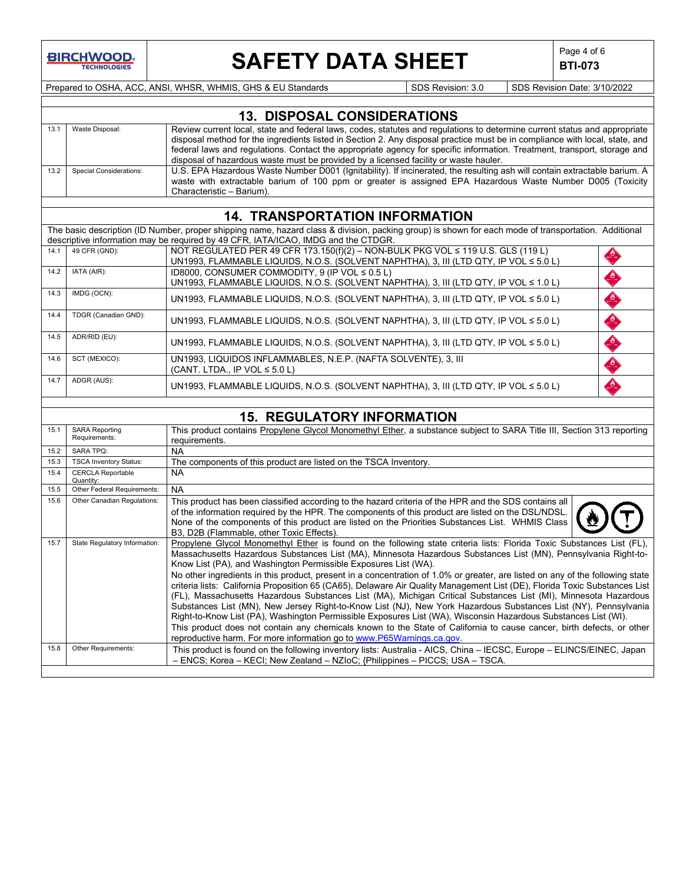## 13. DISPOSAL CONSIDERATIONS

| | | |
|---|---|---|
| 13.1 | Waste Disposal: | Review current local, state and federal laws, codes, statutes and regulations to determine current status and appropriate disposal method for the ingredients listed in Section 2. Any disposal practice must be in compliance with local, state, and federal laws and regulations. Contact the appropriate agency for specific information. Treatment, transport, storage and disposal of hazardous waste must be provided by a licensed facility or waste hauler. |
| 13.2 | Special Considerations: | U.S. EPA Hazardous Waste Number D001 (Ignitability). If incinerated, the resulting ash will contain extractable barium. A waste with extractable barium of 100 ppm or greater is assigned EPA Hazardous Waste Number D005 (Toxicity Characteristic – Barium). |

## 14. TRANSPORTATION INFORMATION

The basic description (ID Number, proper shipping name, hazard class & division, packing group) is shown for each mode of transportation. Additional descriptive information may be required by 49 CFR, IATA/ICAO, IMDG and the CTDGR.

| | | |
|---|---|---|
| 14.1 | 49 CFR (GND): | NOT REGULATED PER 49 CFR 173.150(f)(2) – NON-BULK PKG VOL ≤ 119 U.S. GLS (119 L)<br>UN1993, FLAMMABLE LIQUIDS, N.O.S. (SOLVENT NAPHTHA), 3, III (LTD QTY, IP VOL ≤ 5.0 L) |
| 14.2 | IATA (AIR): | ID8000, CONSUMER COMMODITY, 9 (IP VOL ≤ 0.5 L)<br>UN1993, FLAMMABLE LIQUIDS, N.O.S. (SOLVENT NAPHTHA), 3, III (LTD QTY, IP VOL ≤ 1.0 L) |
| 14.3 | IMDG (OCN): | UN1993, FLAMMABLE LIQUIDS, N.O.S. (SOLVENT NAPHTHA), 3, III (LTD QTY, IP VOL ≤ 5.0 L) |
| 14.4 | TDGR (Canadian GND): | UN1993, FLAMMABLE LIQUIDS, N.O.S. (SOLVENT NAPHTHA), 3, III (LTD QTY, IP VOL ≤ 5.0 L) |
| 14.5 | ADR/RID (EU): | UN1993, FLAMMABLE LIQUIDS, N.O.S. (SOLVENT NAPHTHA), 3, III (LTD QTY, IP VOL ≤ 5.0 L) |
| 14.6 | SCT (MEXICO): | UN1993, LIQUIDOS INFLAMMABLES, N.E.P. (NAFTA SOLVENTE), 3, III<br>(CANT. LTDA., IP VOL ≤ 5.0 L) |
| 14.7 | ADGR (AUS): | UN1993, FLAMMABLE LIQUIDS, N.O.S. (SOLVENT NAPHTHA), 3, III (LTD QTY, IP VOL ≤ 5.0 L) |

## 15. REGULATORY INFORMATION

| | | |
|---|---|---|
| 15.1 | SARA Reporting Requirements: | This product contains Propylene Glycol Monomethyl Ether, a substance subject to SARA Title III, Section 313 reporting requirements. |
| 15.2 | SARA TPQ: | NA |
| 15.3 | TSCA Inventory Status: | The components of this product are listed on the TSCA Inventory. |
| 15.4 | CERCLA Reportable Quantity: | NA |
| 15.5 | Other Federal Requirements: | NA |
| 15.6 | Other Canadian Regulations: | This product has been classified according to the hazard criteria of the HPR and the SDS contains all of the information required by the HPR. The components of this product are listed on the DSL/NDSL. None of the components of this product are listed on the Priorities Substances List. WHMIS Class B3, D2B (Flammable, other Toxic Effects). |
| 15.7 | State Regulatory Information: | Propylene Glycol Monomethyl Ether is found on the following state criteria lists: Florida Toxic Substances List (FL), Massachusetts Hazardous Substances List (MA), Minnesota Hazardous Substances List (MN), Pennsylvania Right-to-Know List (PA), and Washington Permissible Exposures List (WA).<br>No other ingredients in this product, present in a concentration of 1.0% or greater, are listed on any of the following state criteria lists: California Proposition 65 (CA65), Delaware Air Quality Management List (DE), Florida Toxic Substances List (FL), Massachusetts Hazardous Substances List (MA), Michigan Critical Substances List (MI), Minnesota Hazardous Substances List (MN), New Jersey Right-to-Know List (NJ), New York Hazardous Substances List (NY), Pennsylvania Right-to-Know List (PA), Washington Permissible Exposures List (WA), Wisconsin Hazardous Substances List (WI).<br>This product does not contain any chemicals known to the State of California to cause cancer, birth defects, or other reproductive harm. For more information go to www.P65Warnings.ca.gov. |
| 15.8 | Other Requirements: | This product is found on the following inventory lists: Australia - AICS, China – IECSC, Europe – ELINCS/EINEC, Japan – ENCS; Korea – KECI; New Zealand – NZIoC; {Philippines – PICCS; USA – TSCA. |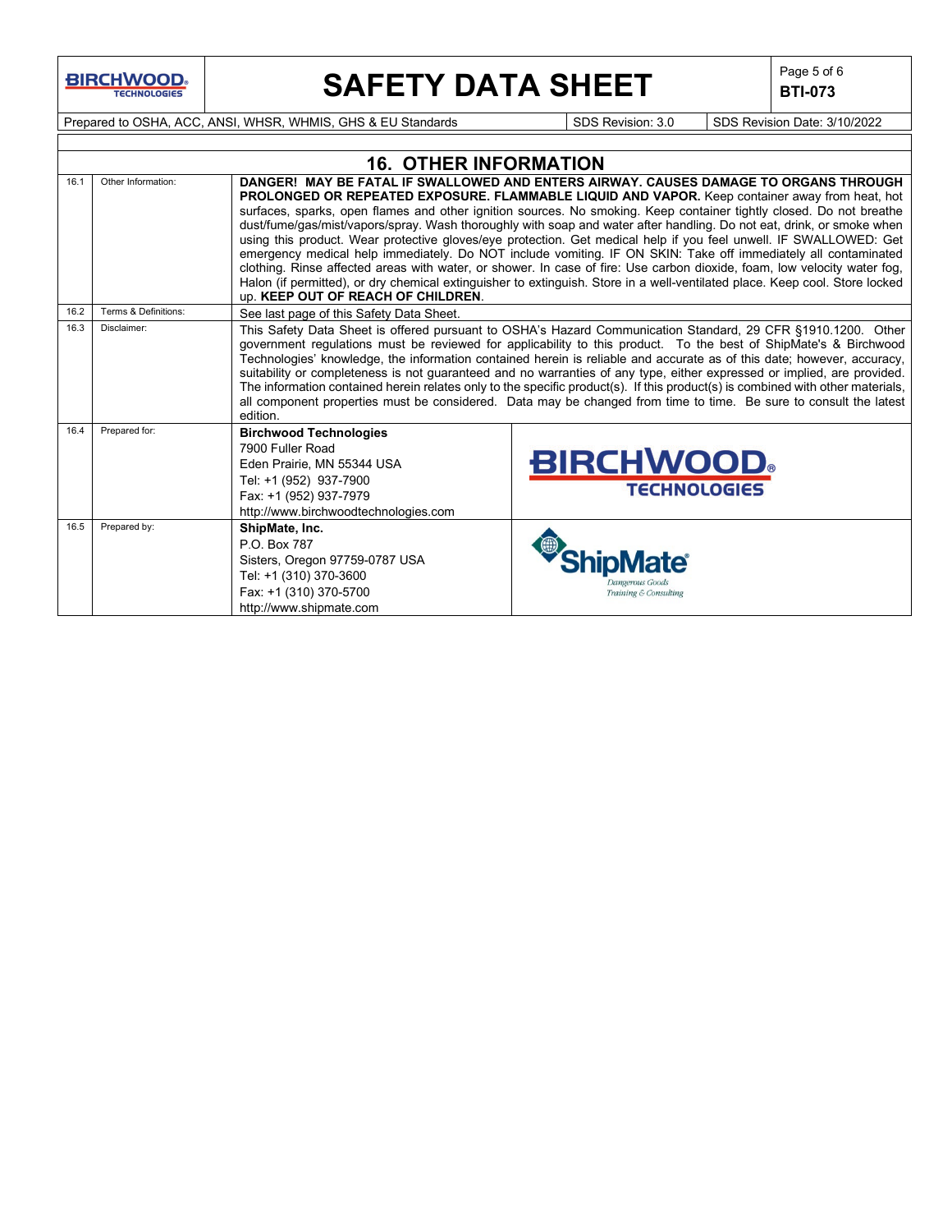## 16. OTHER INFORMATION

| | | |
|---|---|---|
| 16.1 | Other Information: | **DANGER! MAY BE FATAL IF SWALLOWED AND ENTERS AIRWAY. CAUSES DAMAGE TO ORGANS THROUGH PROLONGED OR REPEATED EXPOSURE. FLAMMABLE LIQUID AND VAPOR.** Keep container away from heat, hot surfaces, sparks, open flames and other ignition sources. No smoking. Keep container tightly closed. Do not breathe dust/fume/gas/mist/vapors/spray. Wash thoroughly with soap and water after handling. Do not eat, drink, or smoke when using this product. Wear protective gloves/eye protection. Get medical help if you feel unwell. IF SWALLOWED: Get emergency medical help immediately. Do NOT include vomiting. IF ON SKIN: Take off immediately all contaminated clothing. Rinse affected areas with water, or shower. In case of fire: Use carbon dioxide, foam, low velocity water fog, Halon (if permitted), or dry chemical extinguisher to extinguish. Store in a well-ventilated place. Keep cool. Store locked up. **KEEP OUT OF REACH OF CHILDREN**. |
| 16.2 | Terms & Definitions: | See last page of this Safety Data Sheet. |
| 16.3 | Disclaimer: | This Safety Data Sheet is offered pursuant to OSHA's Hazard Communication Standard, 29 CFR §1910.1200. Other government regulations must be reviewed for applicability to this product. To the best of ShipMate's & Birchwood Technologies' knowledge, the information contained herein is reliable and accurate as of this date; however, accuracy, suitability or completeness is not guaranteed and no warranties of any type, either expressed or implied, are provided. The information contained herein relates only to the specific product(s). If this product(s) is combined with other materials, all component properties must be considered. Data may be changed from time to time. Be sure to consult the latest edition. |
| 16.4 | Prepared for: | **Birchwood Technologies**<br>7900 Fuller Road<br>Eden Prairie, MN 55344 USA<br>Tel: +1 (952) 937-7900<br>Fax: +1 (952) 937-7979<br>http://www.birchwoodtechnologies.com |
| 16.5 | Prepared by: | **ShipMate, Inc.**<br>P.O. Box 787<br>Sisters, Oregon 97759-0787 USA<br>Tel: +1 (310) 370-3600<br>Fax: +1 (310) 370-5700<br>http://www.shipmate.com |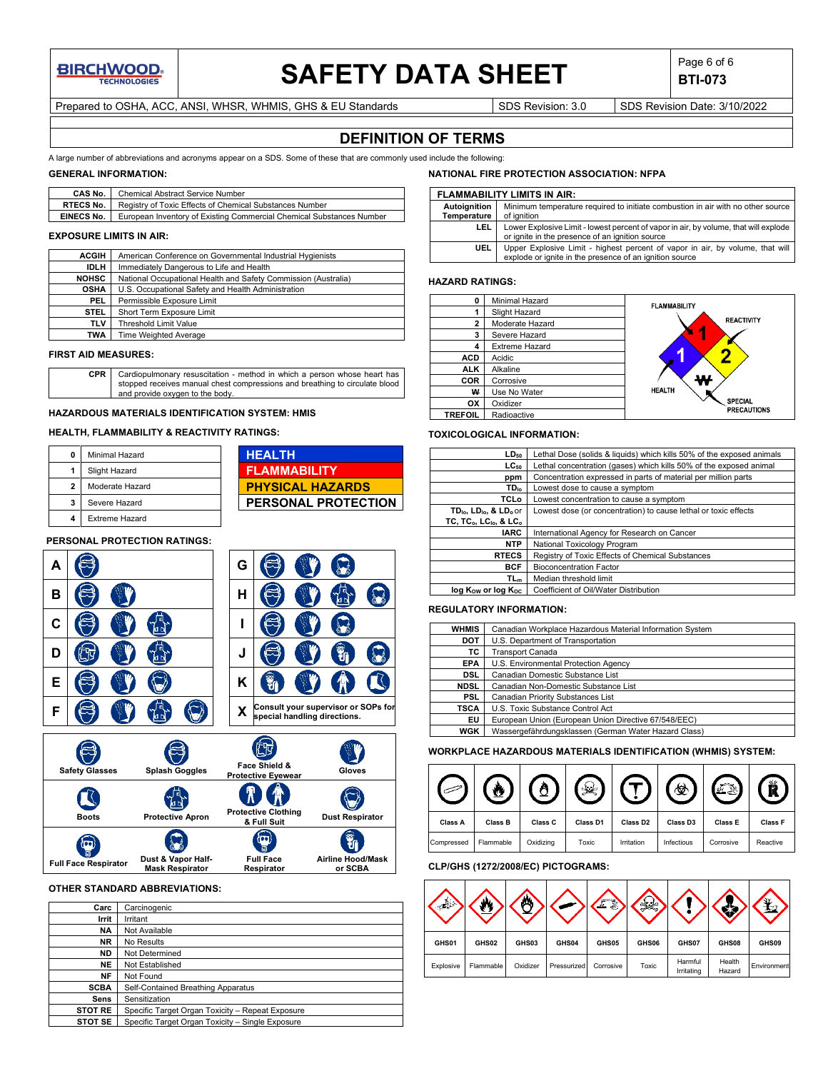# SAFETY DATA SHEET

BTI-073

Prepared to OSHA, ACC, ANSI, WHSR, WHMIS, GHS & EU Standards | SDS Revision: 3.0 | SDS Revision Date: 3/10/2022

## DEFINITION OF TERMS

A large number of abbreviations and acronyms appear on a SDS. Some of these that are commonly used include the following:

### GENERAL INFORMATION:

| | |
|---|---|
| **CAS No.** | Chemical Abstract Service Number |
| **RTECS No.** | Registry of Toxic Effects of Chemical Substances Number |
| **EINECS No.** | European Inventory of Existing Commercial Chemical Substances Number |

### EXPOSURE LIMITS IN AIR:

| | |
|---|---|
| **ACGIH** | American Conference on Governmental Industrial Hygienists |
| **IDLH** | Immediately Dangerous to Life and Health |
| **NOHSC** | National Occupational Health and Safety Commission (Australia) |
| **OSHA** | U.S. Occupational Safety and Health Administration |
| **PEL** | Permissible Exposure Limit |
| **STEL** | Short Term Exposure Limit |
| **TLV** | Threshold Limit Value |
| **TWA** | Time Weighted Average |

### FIRST AID MEASURES:

| | |
|---|---|
| **CPR** | Cardiopulmonary resuscitation - method in which a person whose heart has stopped receives manual chest compressions and breathing to circulate blood and provide oxygen to the body. |

### HAZARDOUS MATERIALS IDENTIFICATION SYSTEM: HMIS

### HEALTH, FLAMMABILITY & REACTIVITY RATINGS:

| | |
|---|---|
| 0 | Minimal Hazard |
| 1 | Slight Hazard |
| 2 | Moderate Hazard |
| 3 | Severe Hazard |
| 4 | Extreme Hazard |

HEALTH
FLAMMABILITY
PHYSICAL HAZARDS
PERSONAL PROTECTION

### PERSONAL PROTECTION RATINGS:

A
B
C
D
E
F
G
H
I
J
K
X Consult your supervisor or SOPs for special handling directions.

Safety Glasses
Splash Goggles
Face Shield & Protective Eyewear
Gloves
Boots
Protective Apron
Protective Clothing & Full Suit
Dust Respirator
Full Face Respirator
Dust & Vapor Half-Mask Respirator
Full Face Respirator
Airline Hood/Mask or SCBA

### OTHER STANDARD ABBREVIATIONS:

| | |
|---|---|
| **Carc** | Carcinogenic |
| **Irrit** | Irritant |
| **NA** | Not Available |
| **NR** | No Results |
| **ND** | Not Determined |
| **NE** | Not Established |
| **NF** | Not Found |
| **SCBA** | Self-Contained Breathing Apparatus |
| **Sens** | Sensitization |
| **STOT RE** | Specific Target Organ Toxicity – Repeat Exposure |
| **STOT SE** | Specific Target Organ Toxicity – Single Exposure |

### NATIONAL FIRE PROTECTION ASSOCIATION: NFPA

| FLAMMABILITY LIMITS IN AIR: | |
|---|---|
| **Autoignition Temperature** | Minimum temperature required to initiate combustion in air with no other source of ignition |
| **LEL** | Lower Explosive Limit - lowest percent of vapor in air, by volume, that will explode or ignite in the presence of an ignition source |
| **UEL** | Upper Explosive Limit - highest percent of vapor in air, by volume, that will explode or ignite in the presence of an ignition source |

### HAZARD RATINGS:

| | |
|---|---|
| 0 | Minimal Hazard |
| 1 | Slight Hazard |
| 2 | Moderate Hazard |
| 3 | Severe Hazard |
| 4 | Extreme Hazard |
| ACD | Acidic |
| ALK | Alkaline |
| COR | Corrosive |
| ₩ | Use No Water |
| OX | Oxidizer |
| TREFOIL | Radioactive |

FLAMMABILITY
REACTIVITY
HEALTH
SPECIAL PRECAUTIONS
1
1
2
₩

### TOXICOLOGICAL INFORMATION:

| | |
|---|---|
| $LD_{50}$ | Lethal Dose (solids & liquids) which kills 50% of the exposed animals |
| $LC_{50}$ | Lethal concentration (gases) which kills 50% of the exposed animal |
| ppm | Concentration expressed in parts of material per million parts |
| $TD_{lo}$ | Lowest dose to cause a symptom |
| TCLo | Lowest concentration to cause a symptom |
| $TD_{lo}$, $LD_{lo}$, & $LD_o$ or TC, $TC_o$, $LC_{lo}$, & $LC_o$ | Lowest dose (or concentration) to cause lethal or toxic effects |
| IARC | International Agency for Research on Cancer |
| NTP | National Toxicology Program |
| RTECS | Registry of Toxic Effects of Chemical Substances |
| BCF | Bioconcentration Factor |
| $TL_m$ | Median threshold limit |
| log $K_{OW}$ or log $K_{OC}$ | Coefficient of Oil/Water Distribution |

### REGULATORY INFORMATION:

| | |
|---|---|
| **WHMIS** | Canadian Workplace Hazardous Material Information System |
| **DOT** | U.S. Department of Transportation |
| **TC** | Transport Canada |
| **EPA** | U.S. Environmental Protection Agency |
| **DSL** | Canadian Domestic Substance List |
| **NDSL** | Canadian Non-Domestic Substance List |
| **PSL** | Canadian Priority Substances List |
| **TSCA** | U.S. Toxic Substance Control Act |
| **EU** | European Union (European Union Directive 67/548/EEC) |
| **WGK** | Wassergefährdungsklassen (German Water Hazard Class) |

### WORKPLACE HAZARDOUS MATERIALS IDENTIFICATION (WHMIS) SYSTEM:

| Class A | Class B | Class C | Class D1 | Class D2 | Class D3 | Class E | Class F |
|---|---|---|---|---|---|---|---|
| Compressed | Flammable | Oxidizing | Toxic | Irritation | Infectious | Corrosive | Reactive |

### CLP/GHS (1272/2008/EC) PICTOGRAMS:

| GHS01 | GHS02 | GHS03 | GHS04 | GHS05 | GHS06 | GHS07 | GHS08 | GHS09 |
|---|---|---|---|---|---|---|---|---|
| Explosive | Flammable | Oxidizer | Pressurized | Corrosive | Toxic | Harmful Irritating | Health Hazard | Environment |